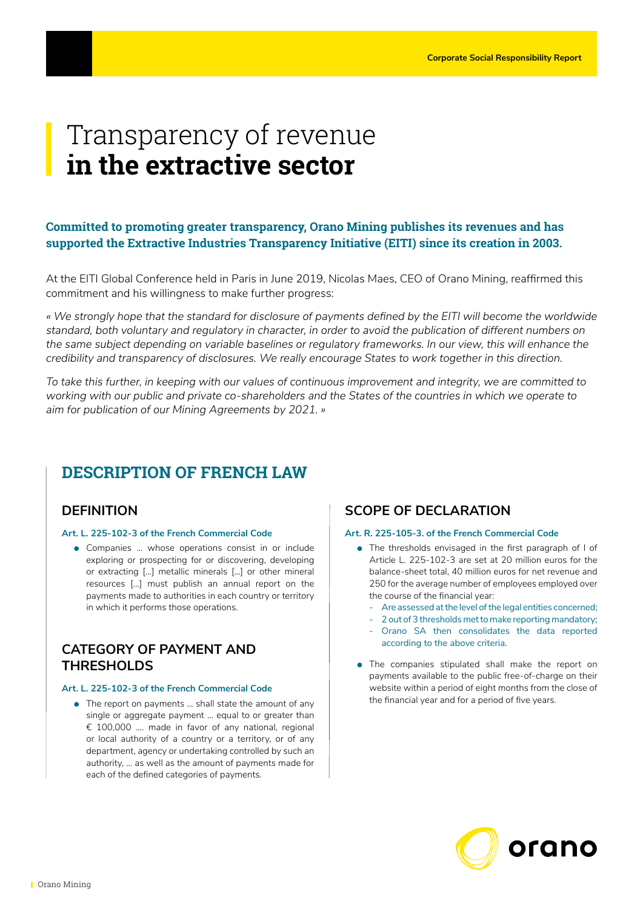# Transparency of revenue **in the extractive sector**

**Committed to promoting greater transparency, Orano Mining publishes its revenues and has supported the Extractive Industries Transparency Initiative (EITI) since its creation in 2003.**

At the EITI Global Conference held in Paris in June 2019, Nicolas Maes, CEO of Orano Mining, reaffirmed this commitment and his willingness to make further progress:

*« We strongly hope that the standard for disclosure of payments defined by the EITI will become the worldwide standard, both voluntary and regulatory in character, in order to avoid the publication of different numbers on the same subject depending on variable baselines or regulatory frameworks. In our view, this will enhance the credibility and transparency of disclosures. We really encourage States to work together in this direction.*

*To take this further, in keeping with our values of continuous improvement and integrity, we are committed to working with our public and private co-shareholders and the States of the countries in which we operate to aim for publication of our Mining Agreements by 2021. »*

## DESCRIPTION OF FRENCH LAW

### DEFINITION

**Art. L. 225-102-3 of the French Commercial Code**

- Companies … whose operations consist in or include exploring or prospecting for or discovering, developing or extracting […] metallic minerals […] or other mineral resources […] must publish an annual report on the payments made to authorities in each country or territory in which it performs those operations.

### CATEGORY OF PAYMENT AND THRESHOLDS

**Art. L. 225-102-3 of the French Commercial Code**

- The report on payments … shall state the amount of any single or aggregate payment … equal to or greater than € 100,000 …. made in favor of any national, regional or local authority of a country or a territory, or of any department, agency or undertaking controlled by such an authority, … as well as the amount of payments made for each of the defined categories of payments.

### SCOPE OF DECLARATION

**Art. R. 225-105-3. of the French Commercial Code**

- The thresholds envisaged in the first paragraph of I of Article L. 225-102-3 are set at 20 million euros for the balance-sheet total, 40 million euros for net revenue and 250 for the average number of employees employed over the course of the financial year:
  - Are assessed at the level of the legal entities concerned;
  - 2 out of 3 thresholds met to make reporting mandatory;
  - Orano SA then consolidates the data reported according to the above criteria.
- The companies stipulated shall make the report on payments available to the public free-of-charge on their website within a period of eight months from the close of the financial year and for a period of five years.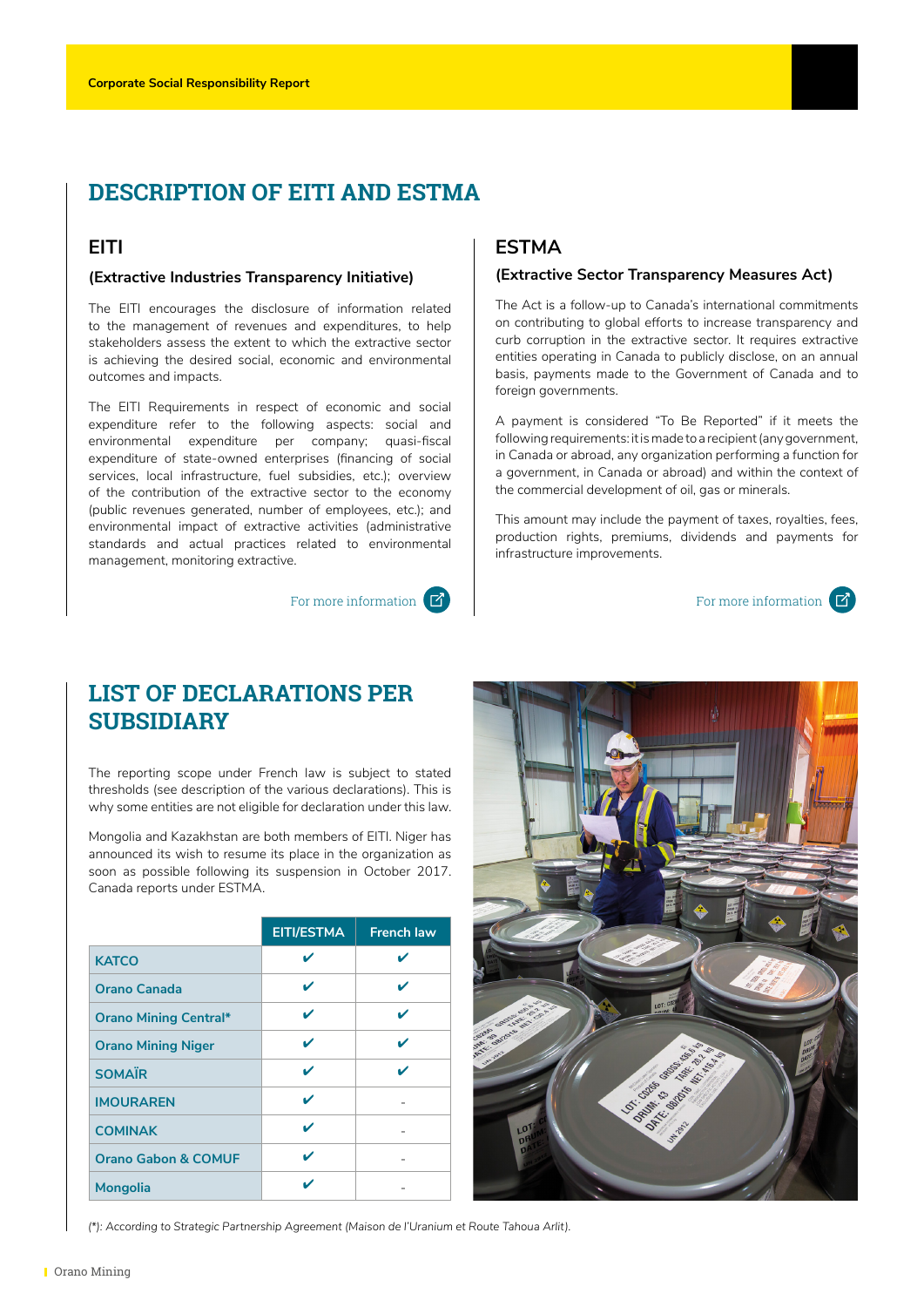# DESCRIPTION OF EITI AND ESTMA

## EITI

### (Extractive Industries Transparency Initiative)

The EITI encourages the disclosure of information related to the management of revenues and expenditures, to help stakeholders assess the extent to which the extractive sector is achieving the desired social, economic and environmental outcomes and impacts.

The EITI Requirements in respect of economic and social expenditure refer to the following aspects: social and environmental expenditure per company; quasi-fiscal expenditure of state-owned enterprises (financing of social services, local infrastructure, fuel subsidies, etc.); overview of the contribution of the extractive sector to the economy (public revenues generated, number of employees, etc.); and environmental impact of extractive activities (administrative standards and actual practices related to environmental management, monitoring extractive.

For more information

## ESTMA

### (Extractive Sector Transparency Measures Act)

The Act is a follow-up to Canada's international commitments on contributing to global efforts to increase transparency and curb corruption in the extractive sector. It requires extractive entities operating in Canada to publicly disclose, on an annual basis, payments made to the Government of Canada and to foreign governments.

A payment is considered "To Be Reported" if it meets the following requirements: it is made to a recipient (any government, in Canada or abroad, any organization performing a function for a government, in Canada or abroad) and within the context of the commercial development of oil, gas or minerals.

This amount may include the payment of taxes, royalties, fees, production rights, premiums, dividends and payments for infrastructure improvements.

For more information

# LIST OF DECLARATIONS PER SUBSIDIARY

The reporting scope under French law is subject to stated thresholds (see description of the various declarations). This is why some entities are not eligible for declaration under this law.

Mongolia and Kazakhstan are both members of EITI. Niger has announced its wish to resume its place in the organization as soon as possible following its suspension in October 2017. Canada reports under ESTMA.

| | EITI/ESTMA | French law |
|---|---|---|
| KATCO | ✔ | ✔ |
| Orano Canada | ✔ | ✔ |
| Orano Mining Central* | ✔ | ✔ |
| Orano Mining Niger | ✔ | ✔ |
| SOMAÏR | ✔ | ✔ |
| IMOURAREN | ✔ | - |
| COMINAK | ✔ | - |
| Orano Gabon & COMUF | ✔ | - |
| Mongolia | ✔ | - |

*(\*): According to Strategic Partnership Agreement (Maison de l'Uranium et Route Tahoua Arlit).*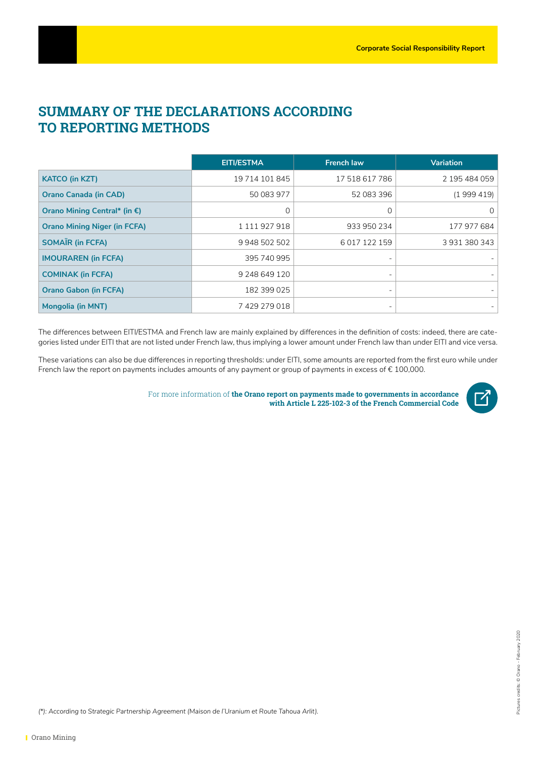# SUMMARY OF THE DECLARATIONS ACCORDING TO REPORTING METHODS

| | EITI/ESTMA | French law | Variation |
|---|---|---|---|
| KATCO (in KZT) | 19 714 101 845 | 17 518 617 786 | 2 195 484 059 |
| Orano Canada (in CAD) | 50 083 977 | 52 083 396 | (1 999 419) |
| Orano Mining Central* (in €) | 0 | 0 | 0 |
| Orano Mining Niger (in FCFA) | 1 111 927 918 | 933 950 234 | 177 977 684 |
| SOMAÏR (in FCFA) | 9 948 502 502 | 6 017 122 159 | 3 931 380 343 |
| IMOURAREN (in FCFA) | 395 740 995 | - | - |
| COMINAK (in FCFA) | 9 248 649 120 | - | - |
| Orano Gabon (in FCFA) | 182 399 025 | - | - |
| Mongolia (in MNT) | 7 429 279 018 | - | - |

The differences between EITI/ESTMA and French law are mainly explained by differences in the definition of costs: indeed, there are categories listed under EITI that are not listed under French law, thus implying a lower amount under French law than under EITI and vice versa.

These variations can also be due differences in reporting thresholds: under EITI, some amounts are reported from the first euro while under French law the report on payments includes amounts of any payment or group of payments in excess of € 100,000.

For more information of **the Orano report on payments made to governments in accordance with Article L 225-102-3 of the French Commercial Code**

*(\*): According to Strategic Partnership Agreement (Maison de l'Uranium et Route Tahoua Arlit).*

Pictures credits: © Orano - February 2020